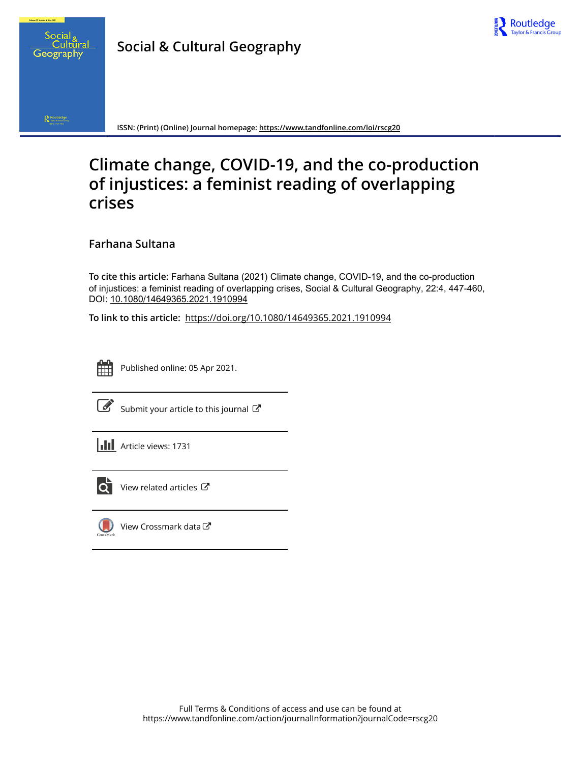Social & Cultural Geography

ISSN: (Print) (Online) Journal homepage: https://www.tandfonline.com/loi/rscg20

# Climate change, COVID-19, and the co-production of injustices: a feminist reading of overlapping crises

**Farhana Sultana**

**To cite this article:** Farhana Sultana (2021) Climate change, COVID-19, and the co-production of injustices: a feminist reading of overlapping crises, Social & Cultural Geography, 22:4, 447-460, DOI: 10.1080/14649365.2021.1910994

**To link to this article:** https://doi.org/10.1080/14649365.2021.1910994

Published online: 05 Apr 2021.

Submit your article to this journal

Article views: 1731

View related articles

View Crossmark data

Full Terms & Conditions of access and use can be found at https://www.tandfonline.com/action/journalInformation?journalCode=rscg20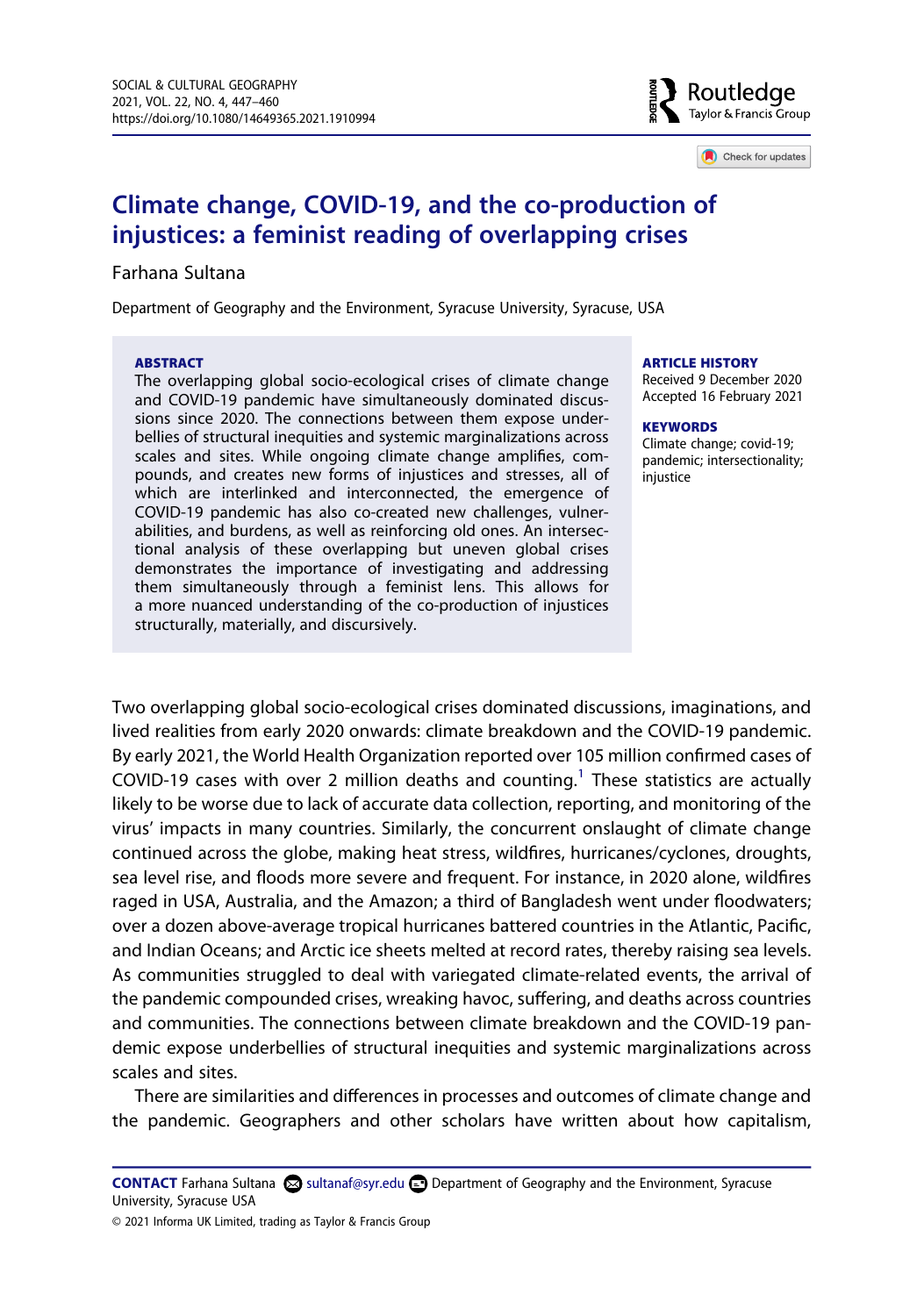# Climate change, COVID-19, and the co-production of injustices: a feminist reading of overlapping crises

Farhana Sultana

Department of Geography and the Environment, Syracuse University, Syracuse, USA

**ABSTRACT**

The overlapping global socio-ecological crises of climate change and COVID-19 pandemic have simultaneously dominated discussions since 2020. The connections between them expose underbellies of structural inequities and systemic marginalizations across scales and sites. While ongoing climate change amplifies, compounds, and creates new forms of injustices and stresses, all of which are interlinked and interconnected, the emergence of COVID-19 pandemic has also co-created new challenges, vulnerabilities, and burdens, as well as reinforcing old ones. An intersectional analysis of these overlapping but uneven global crises demonstrates the importance of investigating and addressing them simultaneously through a feminist lens. This allows for a more nuanced understanding of the co-production of injustices structurally, materially, and discursively.

**ARTICLE HISTORY**

Received 9 December 2020
Accepted 16 February 2021

**KEYWORDS**

Climate change; covid-19; pandemic; intersectionality; injustice

Two overlapping global socio-ecological crises dominated discussions, imaginations, and lived realities from early 2020 onwards: climate breakdown and the COVID-19 pandemic. By early 2021, the World Health Organization reported over 105 million confirmed cases of COVID-19 cases with over 2 million deaths and counting.[1] These statistics are actually likely to be worse due to lack of accurate data collection, reporting, and monitoring of the virus' impacts in many countries. Similarly, the concurrent onslaught of climate change continued across the globe, making heat stress, wildfires, hurricanes/cyclones, droughts, sea level rise, and floods more severe and frequent. For instance, in 2020 alone, wildfires raged in USA, Australia, and the Amazon; a third of Bangladesh went under floodwaters; over a dozen above-average tropical hurricanes battered countries in the Atlantic, Pacific, and Indian Oceans; and Arctic ice sheets melted at record rates, thereby raising sea levels. As communities struggled to deal with variegated climate-related events, the arrival of the pandemic compounded crises, wreaking havoc, suffering, and deaths across countries and communities. The connections between climate breakdown and the COVID-19 pandemic expose underbellies of structural inequities and systemic marginalizations across scales and sites.

There are similarities and differences in processes and outcomes of climate change and the pandemic. Geographers and other scholars have written about how capitalism,

**CONTACT** Farhana Sultana sultanaf@syr.edu Department of Geography and the Environment, Syracuse University, Syracuse USA

© 2021 Informa UK Limited, trading as Taylor & Francis Group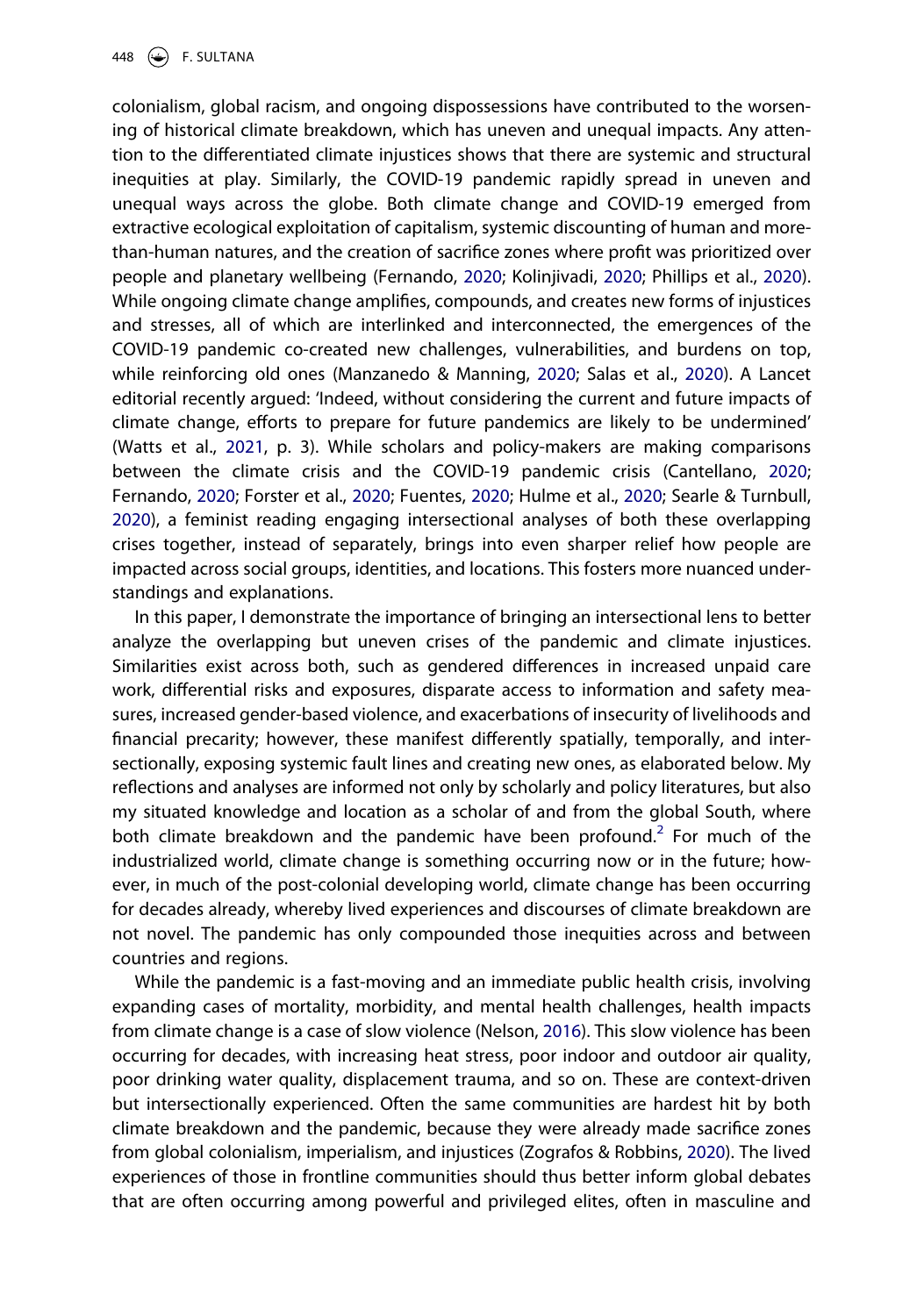colonialism, global racism, and ongoing dispossessions have contributed to the worsening of historical climate breakdown, which has uneven and unequal impacts. Any attention to the differentiated climate injustices shows that there are systemic and structural inequities at play. Similarly, the COVID-19 pandemic rapidly spread in uneven and unequal ways across the globe. Both climate change and COVID-19 emerged from extractive ecological exploitation of capitalism, systemic discounting of human and more-than-human natures, and the creation of sacrifice zones where profit was prioritized over people and planetary wellbeing (Fernando, 2020; Kolinjivadi, 2020; Phillips et al., 2020). While ongoing climate change amplifies, compounds, and creates new forms of injustices and stresses, all of which are interlinked and interconnected, the emergences of the COVID-19 pandemic co-created new challenges, vulnerabilities, and burdens on top, while reinforcing old ones (Manzanedo & Manning, 2020; Salas et al., 2020). A Lancet editorial recently argued: 'Indeed, without considering the current and future impacts of climate change, efforts to prepare for future pandemics are likely to be undermined' (Watts et al., 2021, p. 3). While scholars and policy-makers are making comparisons between the climate crisis and the COVID-19 pandemic crisis (Cantellano, 2020; Fernando, 2020; Forster et al., 2020; Fuentes, 2020; Hulme et al., 2020; Searle & Turnbull, 2020), a feminist reading engaging intersectional analyses of both these overlapping crises together, instead of separately, brings into even sharper relief how people are impacted across social groups, identities, and locations. This fosters more nuanced understandings and explanations.

In this paper, I demonstrate the importance of bringing an intersectional lens to better analyze the overlapping but uneven crises of the pandemic and climate injustices. Similarities exist across both, such as gendered differences in increased unpaid care work, differential risks and exposures, disparate access to information and safety measures, increased gender-based violence, and exacerbations of insecurity of livelihoods and financial precarity; however, these manifest differently spatially, temporally, and intersectionally, exposing systemic fault lines and creating new ones, as elaborated below. My reflections and analyses are informed not only by scholarly and policy literatures, but also my situated knowledge and location as a scholar of and from the global South, where both climate breakdown and the pandemic have been profound.[2] For much of the industrialized world, climate change is something occurring now or in the future; however, in much of the post-colonial developing world, climate change has been occurring for decades already, whereby lived experiences and discourses of climate breakdown are not novel. The pandemic has only compounded those inequities across and between countries and regions.

While the pandemic is a fast-moving and an immediate public health crisis, involving expanding cases of mortality, morbidity, and mental health challenges, health impacts from climate change is a case of slow violence (Nelson, 2016). This slow violence has been occurring for decades, with increasing heat stress, poor indoor and outdoor air quality, poor drinking water quality, displacement trauma, and so on. These are context-driven but intersectionally experienced. Often the same communities are hardest hit by both climate breakdown and the pandemic, because they were already made sacrifice zones from global colonialism, imperialism, and injustices (Zografos & Robbins, 2020). The lived experiences of those in frontline communities should thus better inform global debates that are often occurring among powerful and privileged elites, often in masculine and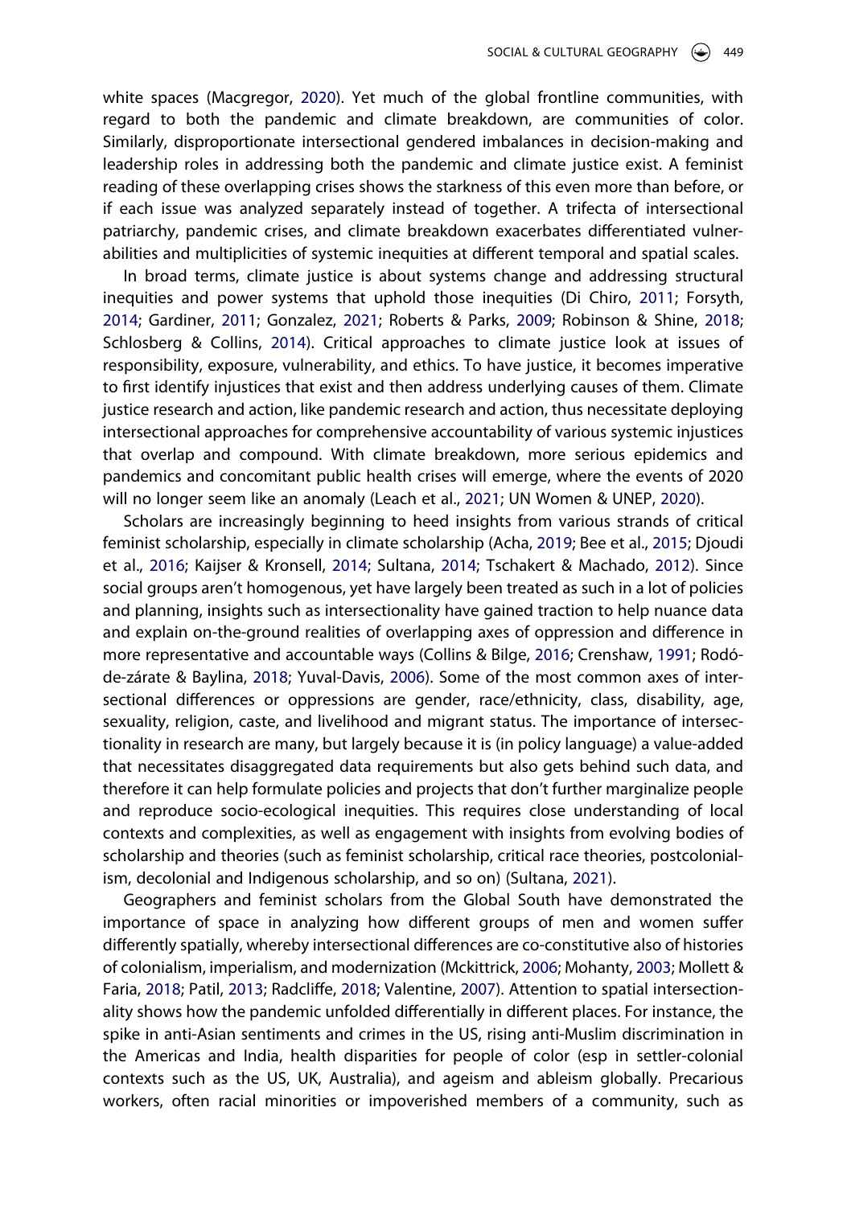white spaces (Macgregor, 2020). Yet much of the global frontline communities, with regard to both the pandemic and climate breakdown, are communities of color. Similarly, disproportionate intersectional gendered imbalances in decision-making and leadership roles in addressing both the pandemic and climate justice exist. A feminist reading of these overlapping crises shows the starkness of this even more than before, or if each issue was analyzed separately instead of together. A trifecta of intersectional patriarchy, pandemic crises, and climate breakdown exacerbates differentiated vulnerabilities and multiplicities of systemic inequities at different temporal and spatial scales.

In broad terms, climate justice is about systems change and addressing structural inequities and power systems that uphold those inequities (Di Chiro, 2011; Forsyth, 2014; Gardiner, 2011; Gonzalez, 2021; Roberts & Parks, 2009; Robinson & Shine, 2018; Schlosberg & Collins, 2014). Critical approaches to climate justice look at issues of responsibility, exposure, vulnerability, and ethics. To have justice, it becomes imperative to first identify injustices that exist and then address underlying causes of them. Climate justice research and action, like pandemic research and action, thus necessitate deploying intersectional approaches for comprehensive accountability of various systemic injustices that overlap and compound. With climate breakdown, more serious epidemics and pandemics and concomitant public health crises will emerge, where the events of 2020 will no longer seem like an anomaly (Leach et al., 2021; UN Women & UNEP, 2020).

Scholars are increasingly beginning to heed insights from various strands of critical feminist scholarship, especially in climate scholarship (Acha, 2019; Bee et al., 2015; Djoudi et al., 2016; Kaijser & Kronsell, 2014; Sultana, 2014; Tschakert & Machado, 2012). Since social groups aren't homogenous, yet have largely been treated as such in a lot of policies and planning, insights such as intersectionality have gained traction to help nuance data and explain on-the-ground realities of overlapping axes of oppression and difference in more representative and accountable ways (Collins & Bilge, 2016; Crenshaw, 1991; Rodó-de-zárate & Baylina, 2018; Yuval-Davis, 2006). Some of the most common axes of intersectional differences or oppressions are gender, race/ethnicity, class, disability, age, sexuality, religion, caste, and livelihood and migrant status. The importance of intersectionality in research are many, but largely because it is (in policy language) a value-added that necessitates disaggregated data requirements but also gets behind such data, and therefore it can help formulate policies and projects that don't further marginalize people and reproduce socio-ecological inequities. This requires close understanding of local contexts and complexities, as well as engagement with insights from evolving bodies of scholarship and theories (such as feminist scholarship, critical race theories, postcolonialism, decolonial and Indigenous scholarship, and so on) (Sultana, 2021).

Geographers and feminist scholars from the Global South have demonstrated the importance of space in analyzing how different groups of men and women suffer differently spatially, whereby intersectional differences are co-constitutive also of histories of colonialism, imperialism, and modernization (Mckittrick, 2006; Mohanty, 2003; Mollett & Faria, 2018; Patil, 2013; Radcliffe, 2018; Valentine, 2007). Attention to spatial intersectionality shows how the pandemic unfolded differentially in different places. For instance, the spike in anti-Asian sentiments and crimes in the US, rising anti-Muslim discrimination in the Americas and India, health disparities for people of color (esp in settler-colonial contexts such as the US, UK, Australia), and ageism and ableism globally. Precarious workers, often racial minorities or impoverished members of a community, such as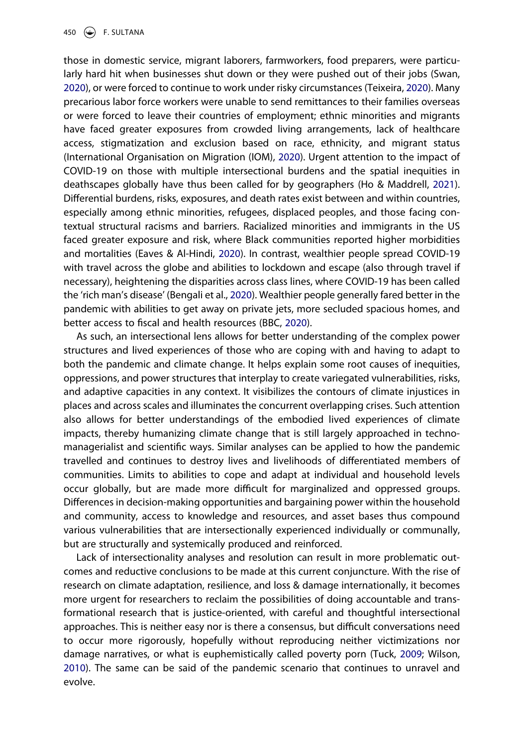those in domestic service, migrant laborers, farmworkers, food preparers, were particularly hard hit when businesses shut down or they were pushed out of their jobs (Swan, 2020), or were forced to continue to work under risky circumstances (Teixeira, 2020). Many precarious labor force workers were unable to send remittances to their families overseas or were forced to leave their countries of employment; ethnic minorities and migrants have faced greater exposures from crowded living arrangements, lack of healthcare access, stigmatization and exclusion based on race, ethnicity, and migrant status (International Organisation on Migration (IOM), 2020). Urgent attention to the impact of COVID-19 on those with multiple intersectional burdens and the spatial inequities in deathscapes globally have thus been called for by geographers (Ho & Maddrell, 2021). Differential burdens, risks, exposures, and death rates exist between and within countries, especially among ethnic minorities, refugees, displaced peoples, and those facing contextual structural racisms and barriers. Racialized minorities and immigrants in the US faced greater exposure and risk, where Black communities reported higher morbidities and mortalities (Eaves & Al-Hindi, 2020). In contrast, wealthier people spread COVID-19 with travel across the globe and abilities to lockdown and escape (also through travel if necessary), heightening the disparities across class lines, where COVID-19 has been called the 'rich man's disease' (Bengali et al., 2020). Wealthier people generally fared better in the pandemic with abilities to get away on private jets, more secluded spacious homes, and better access to fiscal and health resources (BBC, 2020).

As such, an intersectional lens allows for better understanding of the complex power structures and lived experiences of those who are coping with and having to adapt to both the pandemic and climate change. It helps explain some root causes of inequities, oppressions, and power structures that interplay to create variegated vulnerabilities, risks, and adaptive capacities in any context. It visibilizes the contours of climate injustices in places and across scales and illuminates the concurrent overlapping crises. Such attention also allows for better understandings of the embodied lived experiences of climate impacts, thereby humanizing climate change that is still largely approached in techno-managerialist and scientific ways. Similar analyses can be applied to how the pandemic travelled and continues to destroy lives and livelihoods of differentiated members of communities. Limits to abilities to cope and adapt at individual and household levels occur globally, but are made more difficult for marginalized and oppressed groups. Differences in decision-making opportunities and bargaining power within the household and community, access to knowledge and resources, and asset bases thus compound various vulnerabilities that are intersectionally experienced individually or communally, but are structurally and systemically produced and reinforced.

Lack of intersectionality analyses and resolution can result in more problematic outcomes and reductive conclusions to be made at this current conjuncture. With the rise of research on climate adaptation, resilience, and loss & damage internationally, it becomes more urgent for researchers to reclaim the possibilities of doing accountable and transformational research that is justice-oriented, with careful and thoughtful intersectional approaches. This is neither easy nor is there a consensus, but difficult conversations need to occur more rigorously, hopefully without reproducing neither victimizations nor damage narratives, or what is euphemistically called poverty porn (Tuck, 2009; Wilson, 2010). The same can be said of the pandemic scenario that continues to unravel and evolve.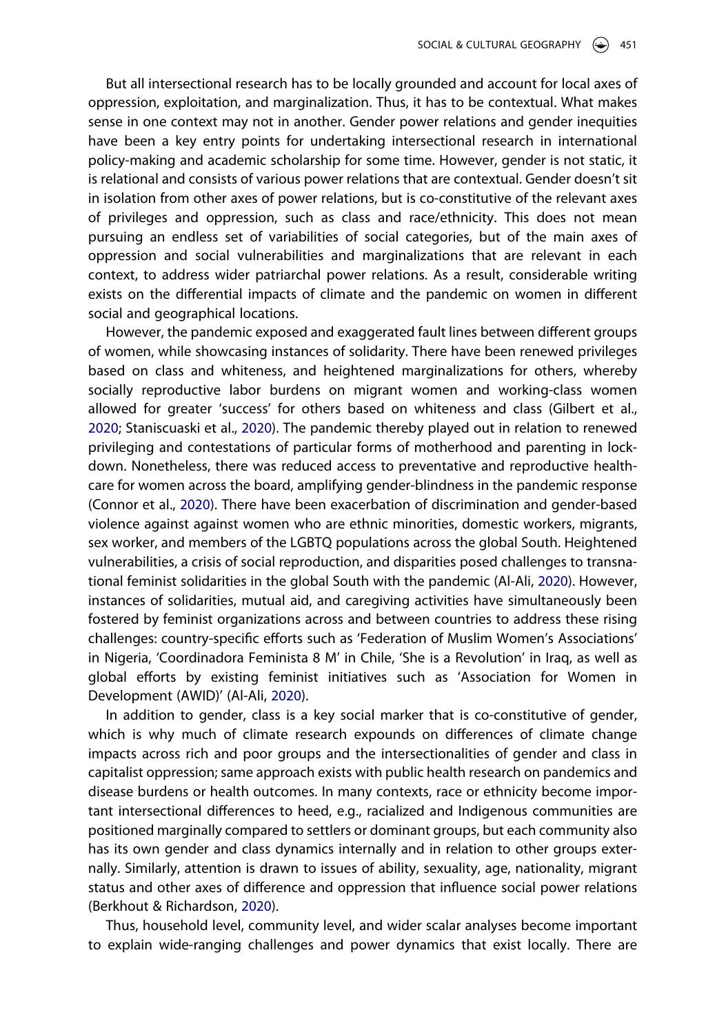But all intersectional research has to be locally grounded and account for local axes of oppression, exploitation, and marginalization. Thus, it has to be contextual. What makes sense in one context may not in another. Gender power relations and gender inequities have been a key entry points for undertaking intersectional research in international policy-making and academic scholarship for some time. However, gender is not static, it is relational and consists of various power relations that are contextual. Gender doesn't sit in isolation from other axes of power relations, but is co-constitutive of the relevant axes of privileges and oppression, such as class and race/ethnicity. This does not mean pursuing an endless set of variabilities of social categories, but of the main axes of oppression and social vulnerabilities and marginalizations that are relevant in each context, to address wider patriarchal power relations. As a result, considerable writing exists on the differential impacts of climate and the pandemic on women in different social and geographical locations.

However, the pandemic exposed and exaggerated fault lines between different groups of women, while showcasing instances of solidarity. There have been renewed privileges based on class and whiteness, and heightened marginalizations for others, whereby socially reproductive labor burdens on migrant women and working-class women allowed for greater 'success' for others based on whiteness and class (Gilbert et al., 2020; Staniscuaski et al., 2020). The pandemic thereby played out in relation to renewed privileging and contestations of particular forms of motherhood and parenting in lockdown. Nonetheless, there was reduced access to preventative and reproductive healthcare for women across the board, amplifying gender-blindness in the pandemic response (Connor et al., 2020). There have been exacerbation of discrimination and gender-based violence against against women who are ethnic minorities, domestic workers, migrants, sex worker, and members of the LGBTQ populations across the global South. Heightened vulnerabilities, a crisis of social reproduction, and disparities posed challenges to transnational feminist solidarities in the global South with the pandemic (Al-Ali, 2020). However, instances of solidarities, mutual aid, and caregiving activities have simultaneously been fostered by feminist organizations across and between countries to address these rising challenges: country-specific efforts such as 'Federation of Muslim Women's Associations' in Nigeria, 'Coordinadora Feminista 8 M' in Chile, 'She is a Revolution' in Iraq, as well as global efforts by existing feminist initiatives such as 'Association for Women in Development (AWID)' (Al-Ali, 2020).

In addition to gender, class is a key social marker that is co-constitutive of gender, which is why much of climate research expounds on differences of climate change impacts across rich and poor groups and the intersectionalities of gender and class in capitalist oppression; same approach exists with public health research on pandemics and disease burdens or health outcomes. In many contexts, race or ethnicity become important intersectional differences to heed, e.g., racialized and Indigenous communities are positioned marginally compared to settlers or dominant groups, but each community also has its own gender and class dynamics internally and in relation to other groups externally. Similarly, attention is drawn to issues of ability, sexuality, age, nationality, migrant status and other axes of difference and oppression that influence social power relations (Berkhout & Richardson, 2020).

Thus, household level, community level, and wider scalar analyses become important to explain wide-ranging challenges and power dynamics that exist locally. There are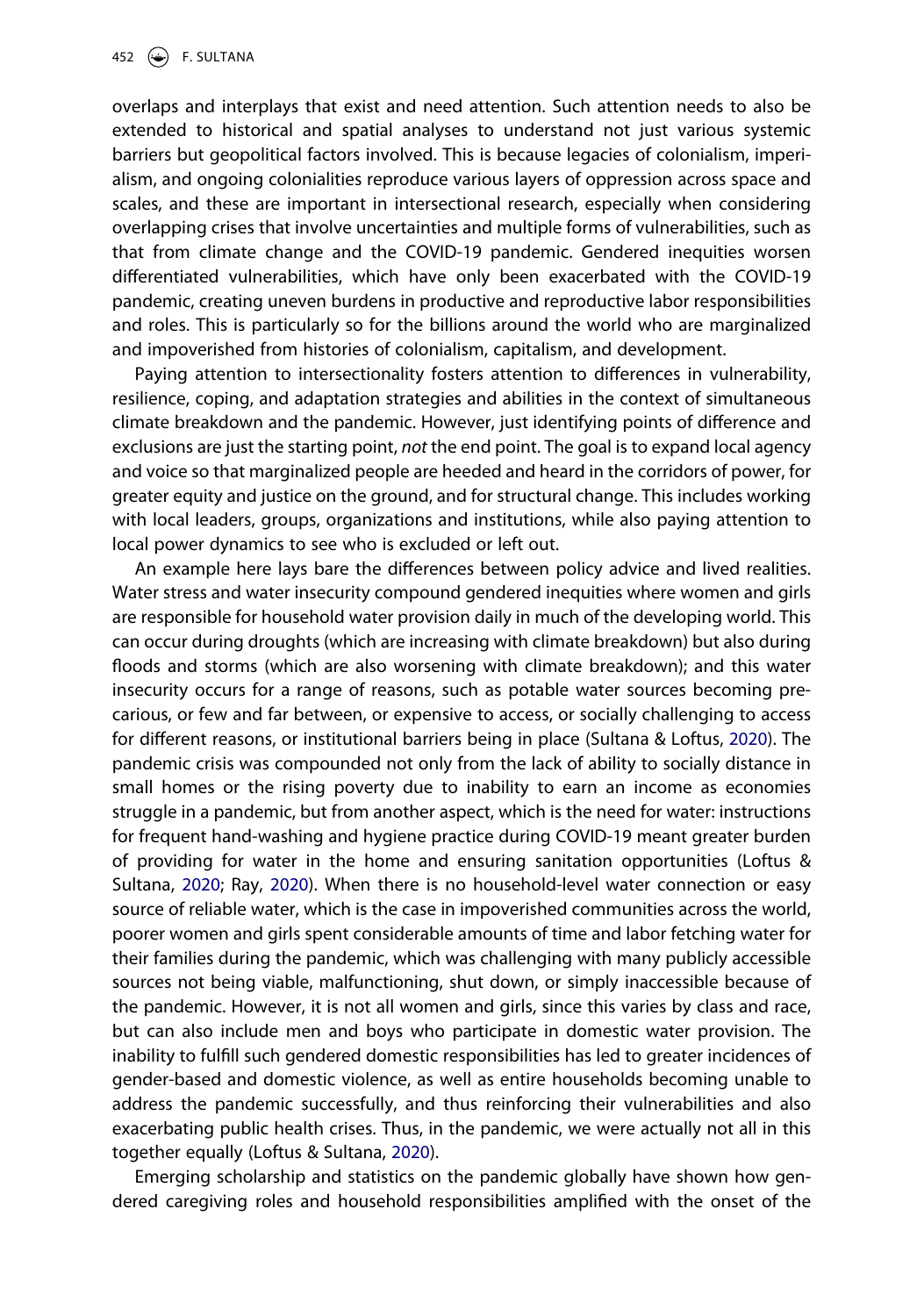overlaps and interplays that exist and need attention. Such attention needs to also be extended to historical and spatial analyses to understand not just various systemic barriers but geopolitical factors involved. This is because legacies of colonialism, imperialism, and ongoing colonialities reproduce various layers of oppression across space and scales, and these are important in intersectional research, especially when considering overlapping crises that involve uncertainties and multiple forms of vulnerabilities, such as that from climate change and the COVID-19 pandemic. Gendered inequities worsen differentiated vulnerabilities, which have only been exacerbated with the COVID-19 pandemic, creating uneven burdens in productive and reproductive labor responsibilities and roles. This is particularly so for the billions around the world who are marginalized and impoverished from histories of colonialism, capitalism, and development.

Paying attention to intersectionality fosters attention to differences in vulnerability, resilience, coping, and adaptation strategies and abilities in the context of simultaneous climate breakdown and the pandemic. However, just identifying points of difference and exclusions are just the starting point, *not* the end point. The goal is to expand local agency and voice so that marginalized people are heeded and heard in the corridors of power, for greater equity and justice on the ground, and for structural change. This includes working with local leaders, groups, organizations and institutions, while also paying attention to local power dynamics to see who is excluded or left out.

An example here lays bare the differences between policy advice and lived realities. Water stress and water insecurity compound gendered inequities where women and girls are responsible for household water provision daily in much of the developing world. This can occur during droughts (which are increasing with climate breakdown) but also during floods and storms (which are also worsening with climate breakdown); and this water insecurity occurs for a range of reasons, such as potable water sources becoming precarious, or few and far between, or expensive to access, or socially challenging to access for different reasons, or institutional barriers being in place (Sultana & Loftus, 2020). The pandemic crisis was compounded not only from the lack of ability to socially distance in small homes or the rising poverty due to inability to earn an income as economies struggle in a pandemic, but from another aspect, which is the need for water: instructions for frequent hand-washing and hygiene practice during COVID-19 meant greater burden of providing for water in the home and ensuring sanitation opportunities (Loftus & Sultana, 2020; Ray, 2020). When there is no household-level water connection or easy source of reliable water, which is the case in impoverished communities across the world, poorer women and girls spent considerable amounts of time and labor fetching water for their families during the pandemic, which was challenging with many publicly accessible sources not being viable, malfunctioning, shut down, or simply inaccessible because of the pandemic. However, it is not all women and girls, since this varies by class and race, but can also include men and boys who participate in domestic water provision. The inability to fulfill such gendered domestic responsibilities has led to greater incidences of gender-based and domestic violence, as well as entire households becoming unable to address the pandemic successfully, and thus reinforcing their vulnerabilities and also exacerbating public health crises. Thus, in the pandemic, we were actually not all in this together equally (Loftus & Sultana, 2020).

Emerging scholarship and statistics on the pandemic globally have shown how gendered caregiving roles and household responsibilities amplified with the onset of the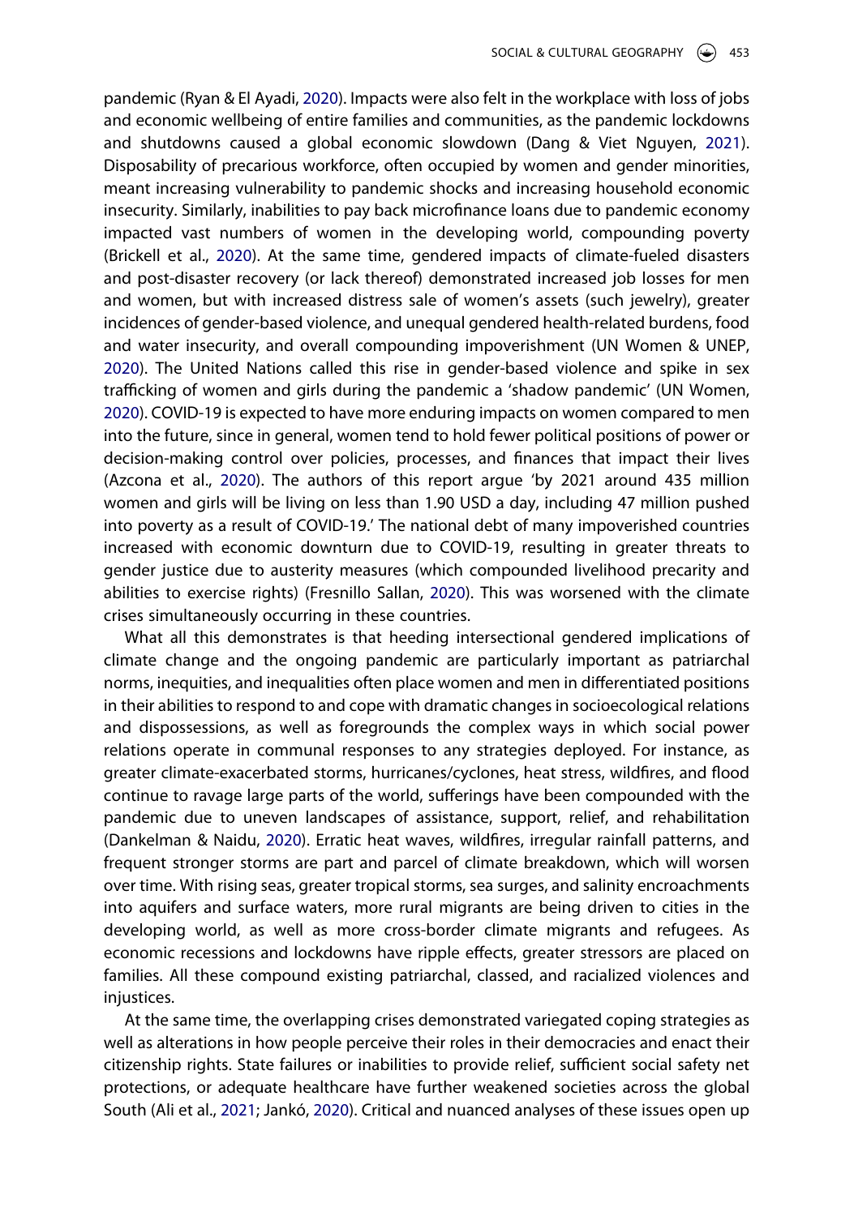pandemic (Ryan & El Ayadi, 2020). Impacts were also felt in the workplace with loss of jobs and economic wellbeing of entire families and communities, as the pandemic lockdowns and shutdowns caused a global economic slowdown (Dang & Viet Nguyen, 2021). Disposability of precarious workforce, often occupied by women and gender minorities, meant increasing vulnerability to pandemic shocks and increasing household economic insecurity. Similarly, inabilities to pay back microfinance loans due to pandemic economy impacted vast numbers of women in the developing world, compounding poverty (Brickell et al., 2020). At the same time, gendered impacts of climate-fueled disasters and post-disaster recovery (or lack thereof) demonstrated increased job losses for men and women, but with increased distress sale of women's assets (such jewelry), greater incidences of gender-based violence, and unequal gendered health-related burdens, food and water insecurity, and overall compounding impoverishment (UN Women & UNEP, 2020). The United Nations called this rise in gender-based violence and spike in sex trafficking of women and girls during the pandemic a 'shadow pandemic' (UN Women, 2020). COVID-19 is expected to have more enduring impacts on women compared to men into the future, since in general, women tend to hold fewer political positions of power or decision-making control over policies, processes, and finances that impact their lives (Azcona et al., 2020). The authors of this report argue 'by 2021 around 435 million women and girls will be living on less than 1.90 USD a day, including 47 million pushed into poverty as a result of COVID-19.' The national debt of many impoverished countries increased with economic downturn due to COVID-19, resulting in greater threats to gender justice due to austerity measures (which compounded livelihood precarity and abilities to exercise rights) (Fresnillo Sallan, 2020). This was worsened with the climate crises simultaneously occurring in these countries.

What all this demonstrates is that heeding intersectional gendered implications of climate change and the ongoing pandemic are particularly important as patriarchal norms, inequities, and inequalities often place women and men in differentiated positions in their abilities to respond to and cope with dramatic changes in socioecological relations and dispossessions, as well as foregrounds the complex ways in which social power relations operate in communal responses to any strategies deployed. For instance, as greater climate-exacerbated storms, hurricanes/cyclones, heat stress, wildfires, and flood continue to ravage large parts of the world, sufferings have been compounded with the pandemic due to uneven landscapes of assistance, support, relief, and rehabilitation (Dankelman & Naidu, 2020). Erratic heat waves, wildfires, irregular rainfall patterns, and frequent stronger storms are part and parcel of climate breakdown, which will worsen over time. With rising seas, greater tropical storms, sea surges, and salinity encroachments into aquifers and surface waters, more rural migrants are being driven to cities in the developing world, as well as more cross-border climate migrants and refugees. As economic recessions and lockdowns have ripple effects, greater stressors are placed on families. All these compound existing patriarchal, classed, and racialized violences and injustices.

At the same time, the overlapping crises demonstrated variegated coping strategies as well as alterations in how people perceive their roles in their democracies and enact their citizenship rights. State failures or inabilities to provide relief, sufficient social safety net protections, or adequate healthcare have further weakened societies across the global South (Ali et al., 2021; Jankó, 2020). Critical and nuanced analyses of these issues open up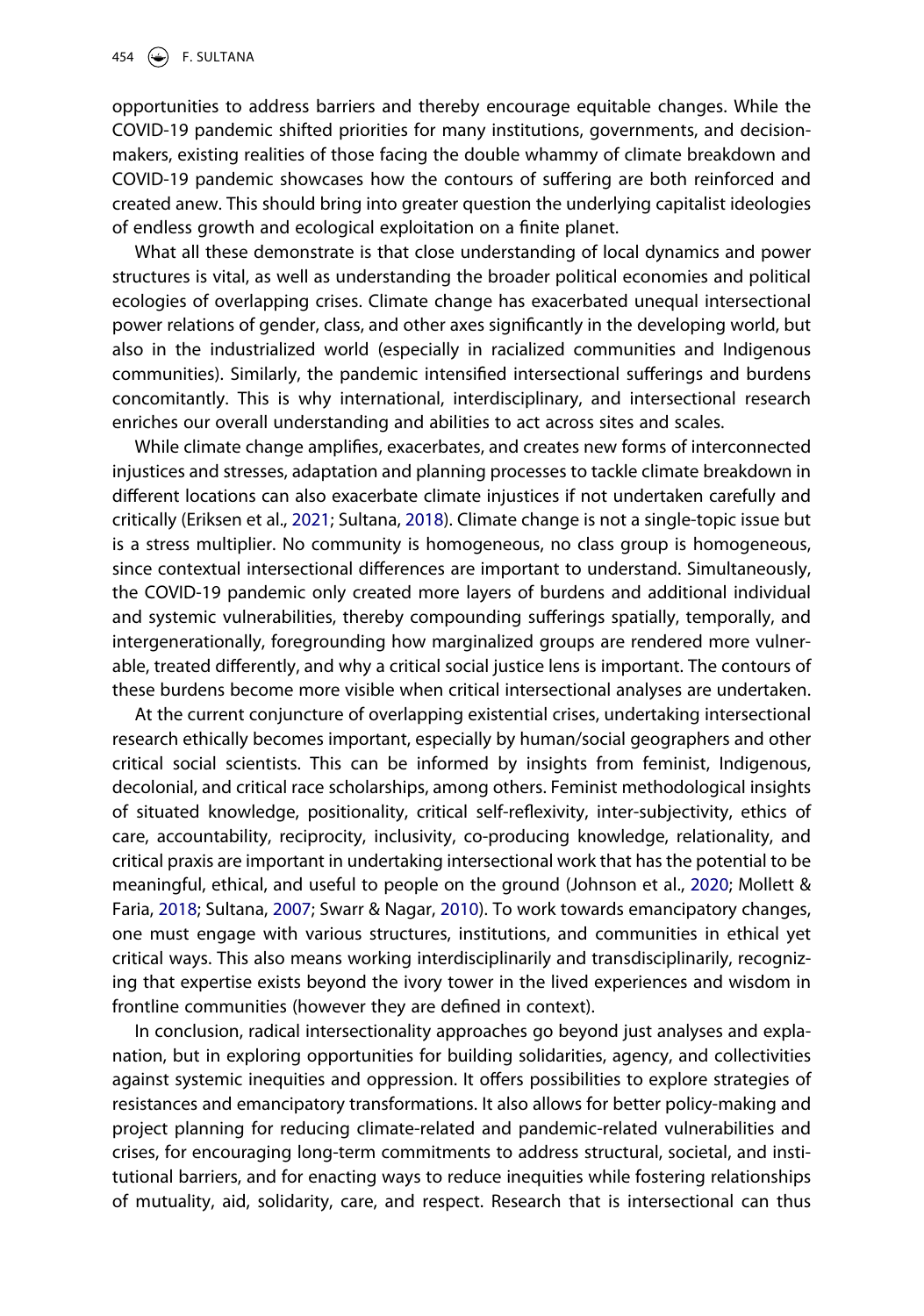opportunities to address barriers and thereby encourage equitable changes. While the COVID-19 pandemic shifted priorities for many institutions, governments, and decision-makers, existing realities of those facing the double whammy of climate breakdown and COVID-19 pandemic showcases how the contours of suffering are both reinforced and created anew. This should bring into greater question the underlying capitalist ideologies of endless growth and ecological exploitation on a finite planet.

What all these demonstrate is that close understanding of local dynamics and power structures is vital, as well as understanding the broader political economies and political ecologies of overlapping crises. Climate change has exacerbated unequal intersectional power relations of gender, class, and other axes significantly in the developing world, but also in the industrialized world (especially in racialized communities and Indigenous communities). Similarly, the pandemic intensified intersectional sufferings and burdens concomitantly. This is why international, interdisciplinary, and intersectional research enriches our overall understanding and abilities to act across sites and scales.

While climate change amplifies, exacerbates, and creates new forms of interconnected injustices and stresses, adaptation and planning processes to tackle climate breakdown in different locations can also exacerbate climate injustices if not undertaken carefully and critically (Eriksen et al., 2021; Sultana, 2018). Climate change is not a single-topic issue but is a stress multiplier. No community is homogeneous, no class group is homogeneous, since contextual intersectional differences are important to understand. Simultaneously, the COVID-19 pandemic only created more layers of burdens and additional individual and systemic vulnerabilities, thereby compounding sufferings spatially, temporally, and intergenerationally, foregrounding how marginalized groups are rendered more vulnerable, treated differently, and why a critical social justice lens is important. The contours of these burdens become more visible when critical intersectional analyses are undertaken.

At the current conjuncture of overlapping existential crises, undertaking intersectional research ethically becomes important, especially by human/social geographers and other critical social scientists. This can be informed by insights from feminist, Indigenous, decolonial, and critical race scholarships, among others. Feminist methodological insights of situated knowledge, positionality, critical self-reflexivity, inter-subjectivity, ethics of care, accountability, reciprocity, inclusivity, co-producing knowledge, relationality, and critical praxis are important in undertaking intersectional work that has the potential to be meaningful, ethical, and useful to people on the ground (Johnson et al., 2020; Mollett & Faria, 2018; Sultana, 2007; Swarr & Nagar, 2010). To work towards emancipatory changes, one must engage with various structures, institutions, and communities in ethical yet critical ways. This also means working interdisciplinarily and transdisciplinarily, recognizing that expertise exists beyond the ivory tower in the lived experiences and wisdom in frontline communities (however they are defined in context).

In conclusion, radical intersectionality approaches go beyond just analyses and explanation, but in exploring opportunities for building solidarities, agency, and collectivities against systemic inequities and oppression. It offers possibilities to explore strategies of resistances and emancipatory transformations. It also allows for better policy-making and project planning for reducing climate-related and pandemic-related vulnerabilities and crises, for encouraging long-term commitments to address structural, societal, and institutional barriers, and for enacting ways to reduce inequities while fostering relationships of mutuality, aid, solidarity, care, and respect. Research that is intersectional can thus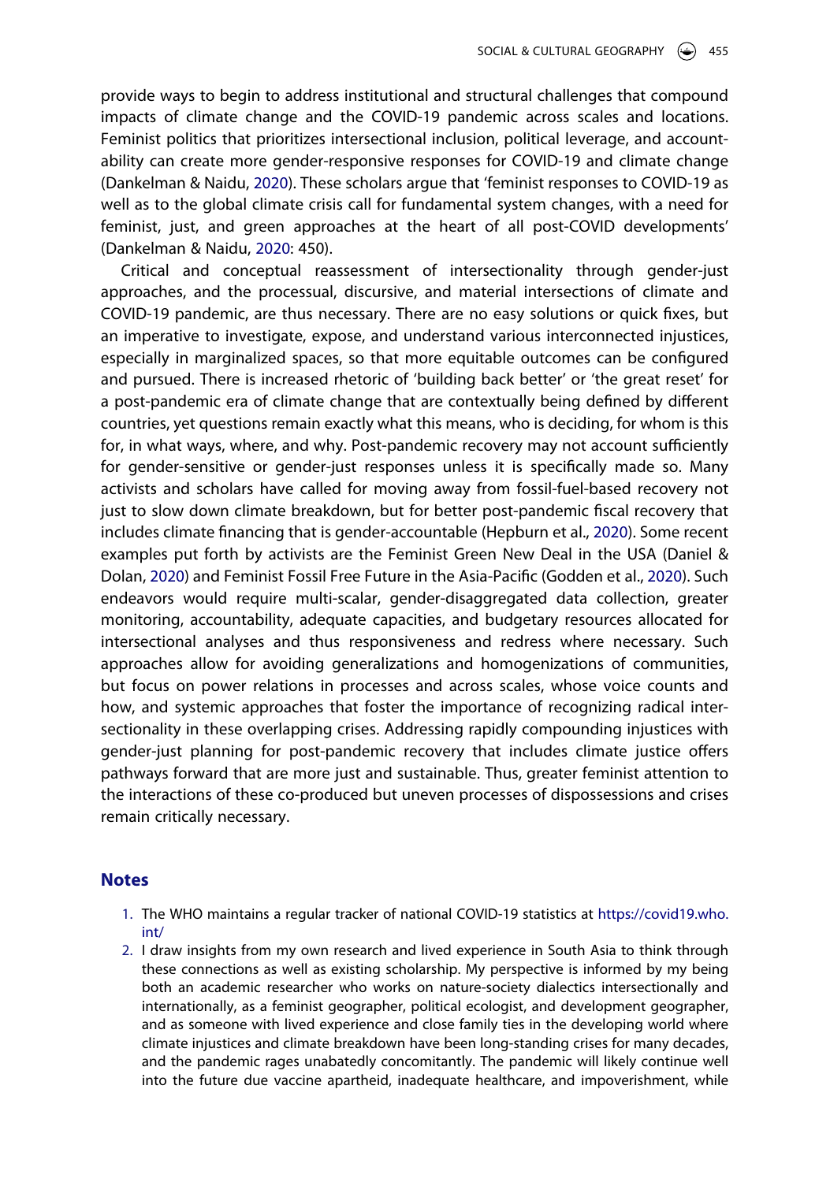provide ways to begin to address institutional and structural challenges that compound impacts of climate change and the COVID-19 pandemic across scales and locations. Feminist politics that prioritizes intersectional inclusion, political leverage, and accountability can create more gender-responsive responses for COVID-19 and climate change (Dankelman & Naidu, 2020). These scholars argue that 'feminist responses to COVID-19 as well as to the global climate crisis call for fundamental system changes, with a need for feminist, just, and green approaches at the heart of all post-COVID developments' (Dankelman & Naidu, 2020: 450).

Critical and conceptual reassessment of intersectionality through gender-just approaches, and the processual, discursive, and material intersections of climate and COVID-19 pandemic, are thus necessary. There are no easy solutions or quick fixes, but an imperative to investigate, expose, and understand various interconnected injustices, especially in marginalized spaces, so that more equitable outcomes can be configured and pursued. There is increased rhetoric of 'building back better' or 'the great reset' for a post-pandemic era of climate change that are contextually being defined by different countries, yet questions remain exactly what this means, who is deciding, for whom is this for, in what ways, where, and why. Post-pandemic recovery may not account sufficiently for gender-sensitive or gender-just responses unless it is specifically made so. Many activists and scholars have called for moving away from fossil-fuel-based recovery not just to slow down climate breakdown, but for better post-pandemic fiscal recovery that includes climate financing that is gender-accountable (Hepburn et al., 2020). Some recent examples put forth by activists are the Feminist Green New Deal in the USA (Daniel & Dolan, 2020) and Feminist Fossil Free Future in the Asia-Pacific (Godden et al., 2020). Such endeavors would require multi-scalar, gender-disaggregated data collection, greater monitoring, accountability, adequate capacities, and budgetary resources allocated for intersectional analyses and thus responsiveness and redress where necessary. Such approaches allow for avoiding generalizations and homogenizations of communities, but focus on power relations in processes and across scales, whose voice counts and how, and systemic approaches that foster the importance of recognizing radical intersectionality in these overlapping crises. Addressing rapidly compounding injustices with gender-just planning for post-pandemic recovery that includes climate justice offers pathways forward that are more just and sustainable. Thus, greater feminist attention to the interactions of these co-produced but uneven processes of dispossessions and crises remain critically necessary.

## Notes

1. The WHO maintains a regular tracker of national COVID-19 statistics at https://covid19.who.int/
2. I draw insights from my own research and lived experience in South Asia to think through these connections as well as existing scholarship. My perspective is informed by my being both an academic researcher who works on nature-society dialectics intersectionally and internationally, as a feminist geographer, political ecologist, and development geographer, and as someone with lived experience and close family ties in the developing world where climate injustices and climate breakdown have been long-standing crises for many decades, and the pandemic rages unabatedly concomitantly. The pandemic will likely continue well into the future due vaccine apartheid, inadequate healthcare, and impoverishment, while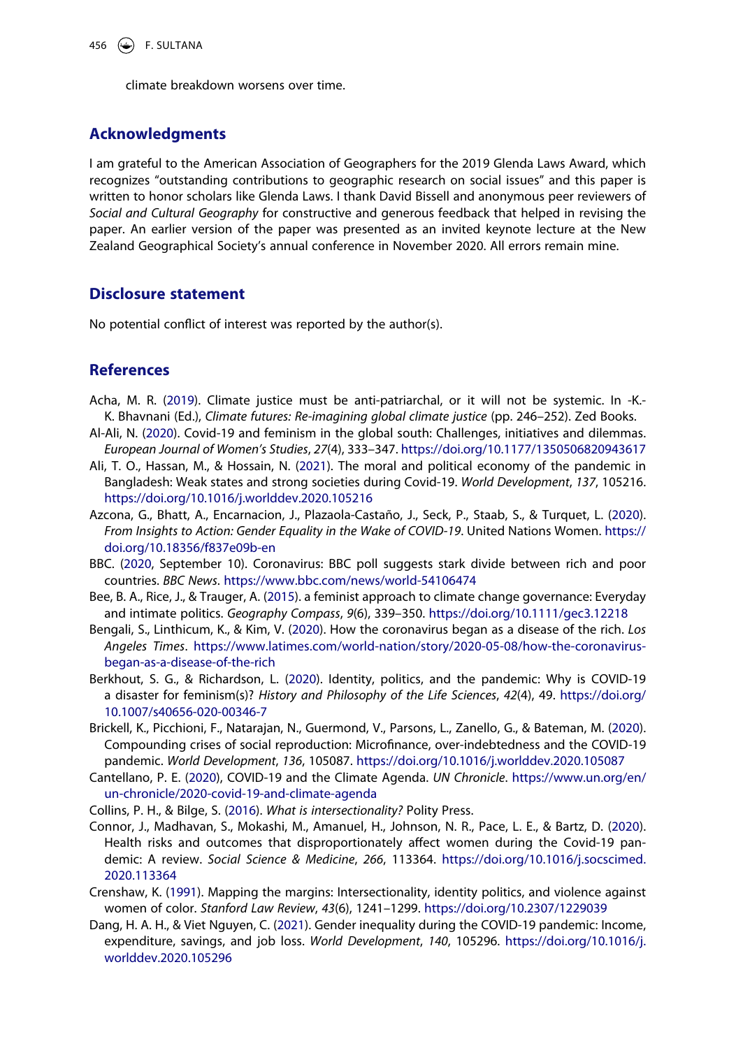climate breakdown worsens over time.

## Acknowledgments

I am grateful to the American Association of Geographers for the 2019 Glenda Laws Award, which recognizes "outstanding contributions to geographic research on social issues" and this paper is written to honor scholars like Glenda Laws. I thank David Bissell and anonymous peer reviewers of *Social and Cultural Geography* for constructive and generous feedback that helped in revising the paper. An earlier version of the paper was presented as an invited keynote lecture at the New Zealand Geographical Society's annual conference in November 2020. All errors remain mine.

## Disclosure statement

No potential conflict of interest was reported by the author(s).

## References

Acha, M. R. (2019). Climate justice must be anti-patriarchal, or it will not be systemic. In -K.-K. Bhavnani (Ed.), *Climate futures: Re-imagining global climate justice* (pp. 246–252). Zed Books.

Al-Ali, N. (2020). Covid-19 and feminism in the global south: Challenges, initiatives and dilemmas. *European Journal of Women's Studies*, *27*(4), 333–347. https://doi.org/10.1177/1350506820943617

Ali, T. O., Hassan, M., & Hossain, N. (2021). The moral and political economy of the pandemic in Bangladesh: Weak states and strong societies during Covid-19. *World Development*, *137*, 105216. https://doi.org/10.1016/j.worlddev.2020.105216

Azcona, G., Bhatt, A., Encarnacion, J., Plazaola-Castaño, J., Seck, P., Staab, S., & Turquet, L. (2020). *From Insights to Action: Gender Equality in the Wake of COVID-19*. United Nations Women. https://doi.org/10.18356/f837e09b-en

BBC. (2020, September 10). Coronavirus: BBC poll suggests stark divide between rich and poor countries. *BBC News*. https://www.bbc.com/news/world-54106474

Bee, B. A., Rice, J., & Trauger, A. (2015). a feminist approach to climate change governance: Everyday and intimate politics. *Geography Compass*, *9*(6), 339–350. https://doi.org/10.1111/gec3.12218

Bengali, S., Linthicum, K., & Kim, V. (2020). How the coronavirus began as a disease of the rich. *Los Angeles Times*. https://www.latimes.com/world-nation/story/2020-05-08/how-the-coronavirus-began-as-a-disease-of-the-rich

Berkhout, S. G., & Richardson, L. (2020). Identity, politics, and the pandemic: Why is COVID-19 a disaster for feminism(s)? *History and Philosophy of the Life Sciences*, *42*(4), 49. https://doi.org/10.1007/s40656-020-00346-7

Brickell, K., Picchioni, F., Natarajan, N., Guermond, V., Parsons, L., Zanello, G., & Bateman, M. (2020). Compounding crises of social reproduction: Microfinance, over-indebtedness and the COVID-19 pandemic. *World Development*, *136*, 105087. https://doi.org/10.1016/j.worlddev.2020.105087

Cantellano, P. E. (2020), COVID-19 and the Climate Agenda. *UN Chronicle*. https://www.un.org/en/un-chronicle/2020-covid-19-and-climate-agenda

Collins, P. H., & Bilge, S. (2016). *What is intersectionality?* Polity Press.

Connor, J., Madhavan, S., Mokashi, M., Amanuel, H., Johnson, N. R., Pace, L. E., & Bartz, D. (2020). Health risks and outcomes that disproportionately affect women during the Covid-19 pandemic: A review. *Social Science & Medicine*, *266*, 113364. https://doi.org/10.1016/j.socscimed.2020.113364

Crenshaw, K. (1991). Mapping the margins: Intersectionality, identity politics, and violence against women of color. *Stanford Law Review*, *43*(6), 1241–1299. https://doi.org/10.2307/1229039

Dang, H. A. H., & Viet Nguyen, C. (2021). Gender inequality during the COVID-19 pandemic: Income, expenditure, savings, and job loss. *World Development*, *140*, 105296. https://doi.org/10.1016/j.worlddev.2020.105296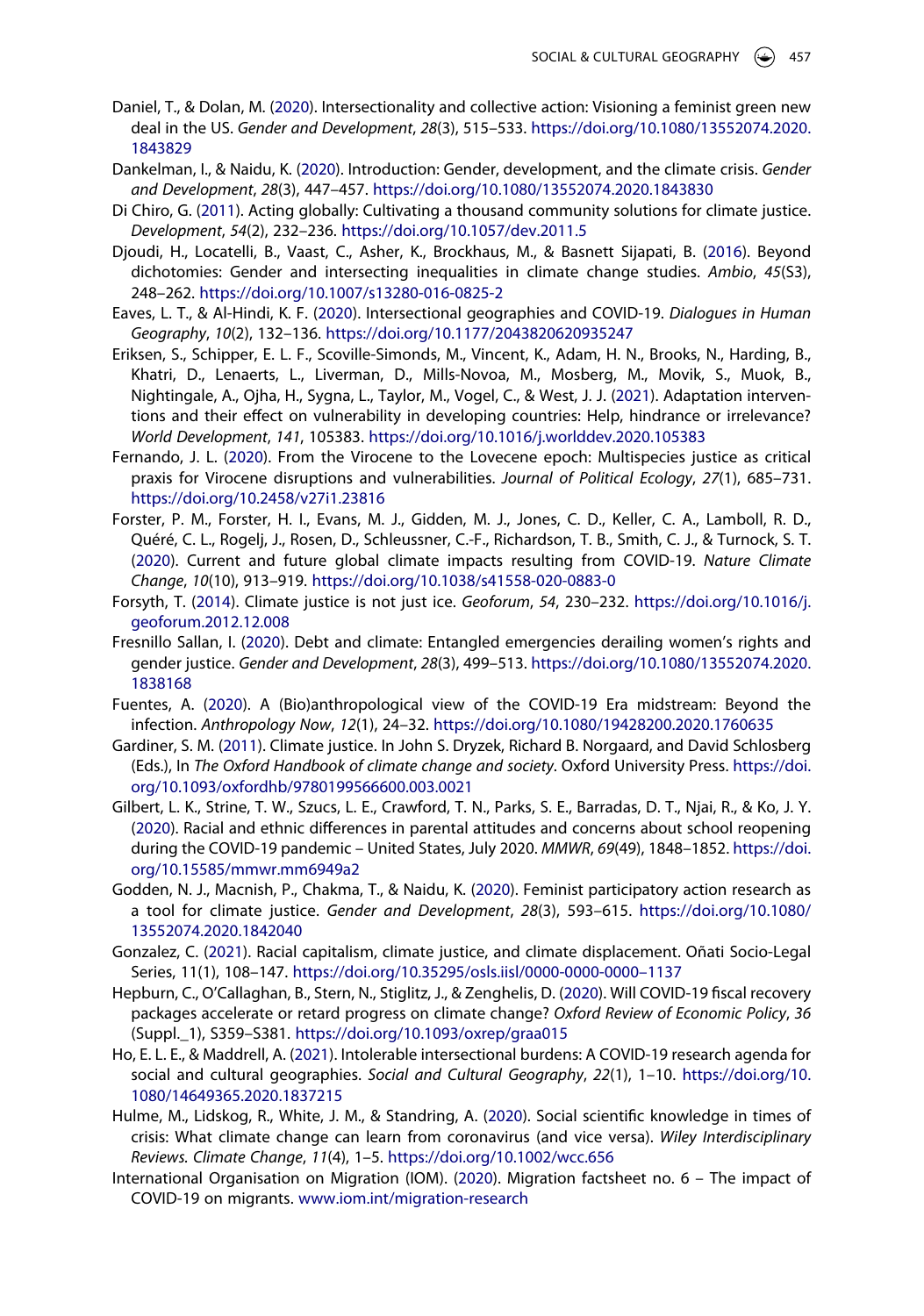Daniel, T., & Dolan, M. (2020). Intersectionality and collective action: Visioning a feminist green new deal in the US. *Gender and Development*, *28*(3), 515–533. https://doi.org/10.1080/13552074.2020.1843829

Dankelman, I., & Naidu, K. (2020). Introduction: Gender, development, and the climate crisis. *Gender and Development*, *28*(3), 447–457. https://doi.org/10.1080/13552074.2020.1843830

Di Chiro, G. (2011). Acting globally: Cultivating a thousand community solutions for climate justice. *Development*, *54*(2), 232–236. https://doi.org/10.1057/dev.2011.5

Djoudi, H., Locatelli, B., Vaast, C., Asher, K., Brockhaus, M., & Basnett Sijapati, B. (2016). Beyond dichotomies: Gender and intersecting inequalities in climate change studies. *Ambio*, *45*(S3), 248–262. https://doi.org/10.1007/s13280-016-0825-2

Eaves, L. T., & Al-Hindi, K. F. (2020). Intersectional geographies and COVID-19. *Dialogues in Human Geography*, *10*(2), 132–136. https://doi.org/10.1177/2043820620935247

Eriksen, S., Schipper, E. L. F., Scoville-Simonds, M., Vincent, K., Adam, H. N., Brooks, N., Harding, B., Khatri, D., Lenaerts, L., Liverman, D., Mills-Novoa, M., Mosberg, M., Movik, S., Muok, B., Nightingale, A., Ojha, H., Sygna, L., Taylor, M., Vogel, C., & West, J. J. (2021). Adaptation interventions and their effect on vulnerability in developing countries: Help, hindrance or irrelevance? *World Development*, *141*, 105383. https://doi.org/10.1016/j.worlddev.2020.105383

Fernando, J. L. (2020). From the Virocene to the Lovecene epoch: Multispecies justice as critical praxis for Virocene disruptions and vulnerabilities. *Journal of Political Ecology*, *27*(1), 685–731. https://doi.org/10.2458/v27i1.23816

Forster, P. M., Forster, H. I., Evans, M. J., Gidden, M. J., Jones, C. D., Keller, C. A., Lamboll, R. D., Quéré, C. L., Rogelj, J., Rosen, D., Schleussner, C.-F., Richardson, T. B., Smith, C. J., & Turnock, S. T. (2020). Current and future global climate impacts resulting from COVID-19. *Nature Climate Change*, *10*(10), 913–919. https://doi.org/10.1038/s41558-020-0883-0

Forsyth, T. (2014). Climate justice is not just ice. *Geoforum*, *54*, 230–232. https://doi.org/10.1016/j.geoforum.2012.12.008

Fresnillo Sallan, I. (2020). Debt and climate: Entangled emergencies derailing women's rights and gender justice. *Gender and Development*, *28*(3), 499–513. https://doi.org/10.1080/13552074.2020.1838168

Fuentes, A. (2020). A (Bio)anthropological view of the COVID-19 Era midstream: Beyond the infection. *Anthropology Now*, *12*(1), 24–32. https://doi.org/10.1080/19428200.2020.1760635

Gardiner, S. M. (2011). Climate justice. In John S. Dryzek, Richard B. Norgaard, and David Schlosberg (Eds.), In *The Oxford Handbook of climate change and society*. Oxford University Press. https://doi.org/10.1093/oxfordhb/9780199566600.003.0021

Gilbert, L. K., Strine, T. W., Szucs, L. E., Crawford, T. N., Parks, S. E., Barradas, D. T., Njai, R., & Ko, J. Y. (2020). Racial and ethnic differences in parental attitudes and concerns about school reopening during the COVID-19 pandemic – United States, July 2020. *MMWR*, *69*(49), 1848–1852. https://doi.org/10.15585/mmwr.mm6949a2

Godden, N. J., Macnish, P., Chakma, T., & Naidu, K. (2020). Feminist participatory action research as a tool for climate justice. *Gender and Development*, *28*(3), 593–615. https://doi.org/10.1080/13552074.2020.1842040

Gonzalez, C. (2021). Racial capitalism, climate justice, and climate displacement. Oñati Socio-Legal Series, 11(1), 108–147. https://doi.org/10.35295/osls.iisl/0000-0000-0000–1137

Hepburn, C., O'Callaghan, B., Stern, N., Stiglitz, J., & Zenghelis, D. (2020). Will COVID-19 fiscal recovery packages accelerate or retard progress on climate change? *Oxford Review of Economic Policy*, *36* (Suppl._1), S359–S381. https://doi.org/10.1093/oxrep/graa015

Ho, E. L. E., & Maddrell, A. (2021). Intolerable intersectional burdens: A COVID-19 research agenda for social and cultural geographies. *Social and Cultural Geography*, *22*(1), 1–10. https://doi.org/10.1080/14649365.2020.1837215

Hulme, M., Lidskog, R., White, J. M., & Standring, A. (2020). Social scientific knowledge in times of crisis: What climate change can learn from coronavirus (and vice versa). *Wiley Interdisciplinary Reviews. Climate Change*, *11*(4), 1–5. https://doi.org/10.1002/wcc.656

International Organisation on Migration (IOM). (2020). Migration factsheet no. 6 – The impact of COVID-19 on migrants. www.iom.int/migration-research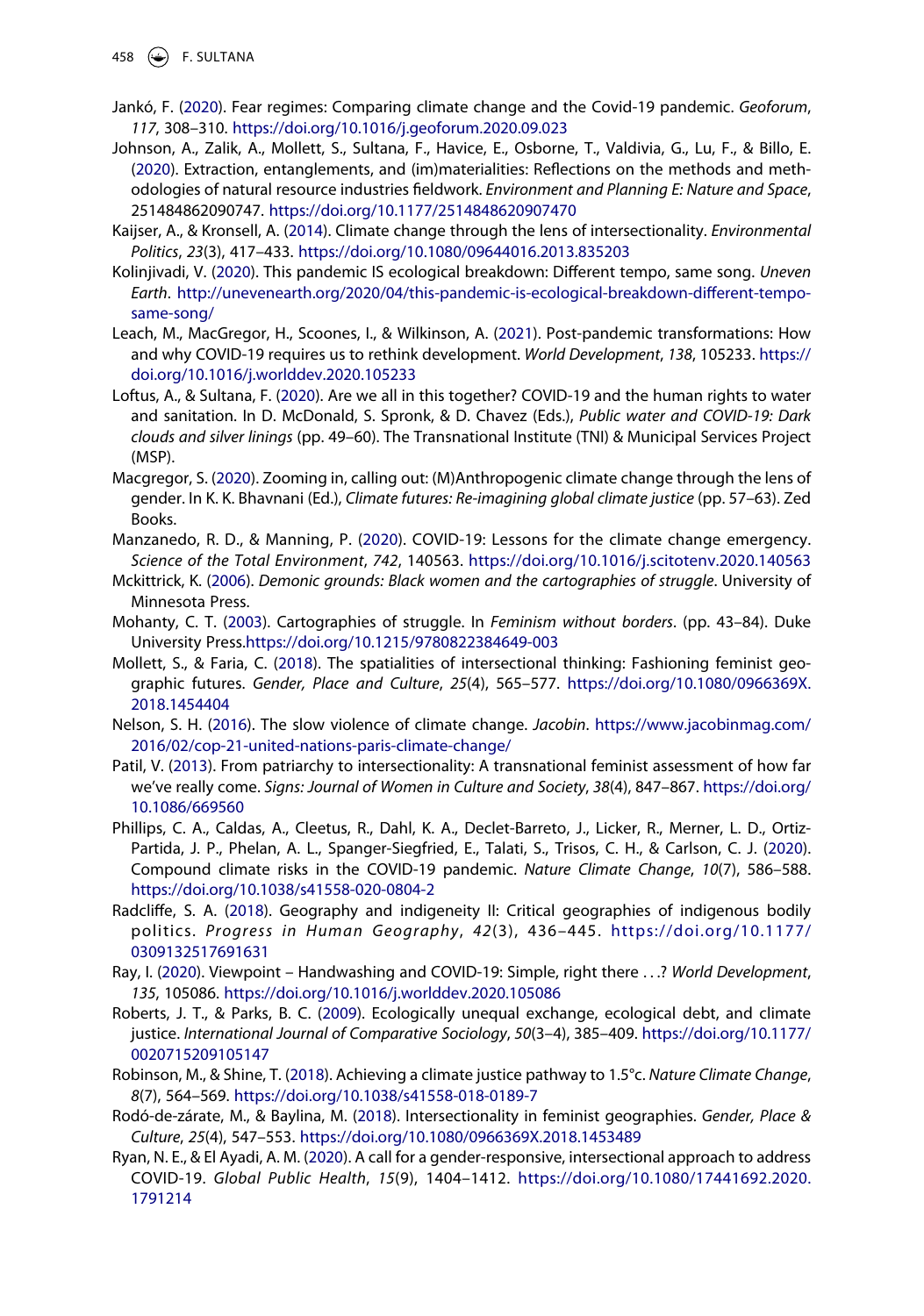Jankó, F. (2020). Fear regimes: Comparing climate change and the Covid-19 pandemic. *Geoforum*, *117*, 308–310. https://doi.org/10.1016/j.geoforum.2020.09.023

Johnson, A., Zalik, A., Mollett, S., Sultana, F., Havice, E., Osborne, T., Valdivia, G., Lu, F., & Billo, E. (2020). Extraction, entanglements, and (im)materialities: Reflections on the methods and methodologies of natural resource industries fieldwork. *Environment and Planning E: Nature and Space*, 251484862090747. https://doi.org/10.1177/2514848620907470

Kaijser, A., & Kronsell, A. (2014). Climate change through the lens of intersectionality. *Environmental Politics*, *23*(3), 417–433. https://doi.org/10.1080/09644016.2013.835203

Kolinjivadi, V. (2020). This pandemic IS ecological breakdown: Different tempo, same song. *Uneven Earth*. http://unevenearth.org/2020/04/this-pandemic-is-ecological-breakdown-different-tempo-same-song/

Leach, M., MacGregor, H., Scoones, I., & Wilkinson, A. (2021). Post-pandemic transformations: How and why COVID-19 requires us to rethink development. *World Development*, *138*, 105233. https://doi.org/10.1016/j.worlddev.2020.105233

Loftus, A., & Sultana, F. (2020). Are we all in this together? COVID-19 and the human rights to water and sanitation. In D. McDonald, S. Spronk, & D. Chavez (Eds.), *Public water and COVID-19: Dark clouds and silver linings* (pp. 49–60). The Transnational Institute (TNI) & Municipal Services Project (MSP).

Macgregor, S. (2020). Zooming in, calling out: (M)Anthropogenic climate change through the lens of gender. In K. K. Bhavnani (Ed.), *Climate futures: Re-imagining global climate justice* (pp. 57–63). Zed Books.

Manzanedo, R. D., & Manning, P. (2020). COVID-19: Lessons for the climate change emergency. *Science of the Total Environment*, *742*, 140563. https://doi.org/10.1016/j.scitotenv.2020.140563

Mckittrick, K. (2006). *Demonic grounds: Black women and the cartographies of struggle*. University of Minnesota Press.

Mohanty, C. T. (2003). Cartographies of struggle. In *Feminism without borders*. (pp. 43–84). Duke University Press.https://doi.org/10.1215/9780822384649-003

Mollett, S., & Faria, C. (2018). The spatialities of intersectional thinking: Fashioning feminist geographic futures. *Gender, Place and Culture*, *25*(4), 565–577. https://doi.org/10.1080/0966369X.2018.1454404

Nelson, S. H. (2016). The slow violence of climate change. *Jacobin*. https://www.jacobinmag.com/2016/02/cop-21-united-nations-paris-climate-change/

Patil, V. (2013). From patriarchy to intersectionality: A transnational feminist assessment of how far we've really come. *Signs: Journal of Women in Culture and Society*, *38*(4), 847–867. https://doi.org/10.1086/669560

Phillips, C. A., Caldas, A., Cleetus, R., Dahl, K. A., Declet-Barreto, J., Licker, R., Merner, L. D., Ortiz-Partida, J. P., Phelan, A. L., Spanger-Siegfried, E., Talati, S., Trisos, C. H., & Carlson, C. J. (2020). Compound climate risks in the COVID-19 pandemic. *Nature Climate Change*, *10*(7), 586–588. https://doi.org/10.1038/s41558-020-0804-2

Radcliffe, S. A. (2018). Geography and indigeneity II: Critical geographies of indigenous bodily politics. *Progress in Human Geography*, *42*(3), 436–445. https://doi.org/10.1177/0309132517691631

Ray, I. (2020). Viewpoint – Handwashing and COVID-19: Simple, right there . . .? *World Development*, *135*, 105086. https://doi.org/10.1016/j.worlddev.2020.105086

Roberts, J. T., & Parks, B. C. (2009). Ecologically unequal exchange, ecological debt, and climate justice. *International Journal of Comparative Sociology*, *50*(3–4), 385–409. https://doi.org/10.1177/0020715209105147

Robinson, M., & Shine, T. (2018). Achieving a climate justice pathway to 1.5°c. *Nature Climate Change*, *8*(7), 564–569. https://doi.org/10.1038/s41558-018-0189-7

Rodó-de-zárate, M., & Baylina, M. (2018). Intersectionality in feminist geographies. *Gender, Place & Culture*, *25*(4), 547–553. https://doi.org/10.1080/0966369X.2018.1453489

Ryan, N. E., & El Ayadi, A. M. (2020). A call for a gender-responsive, intersectional approach to address COVID-19. *Global Public Health*, *15*(9), 1404–1412. https://doi.org/10.1080/17441692.2020.1791214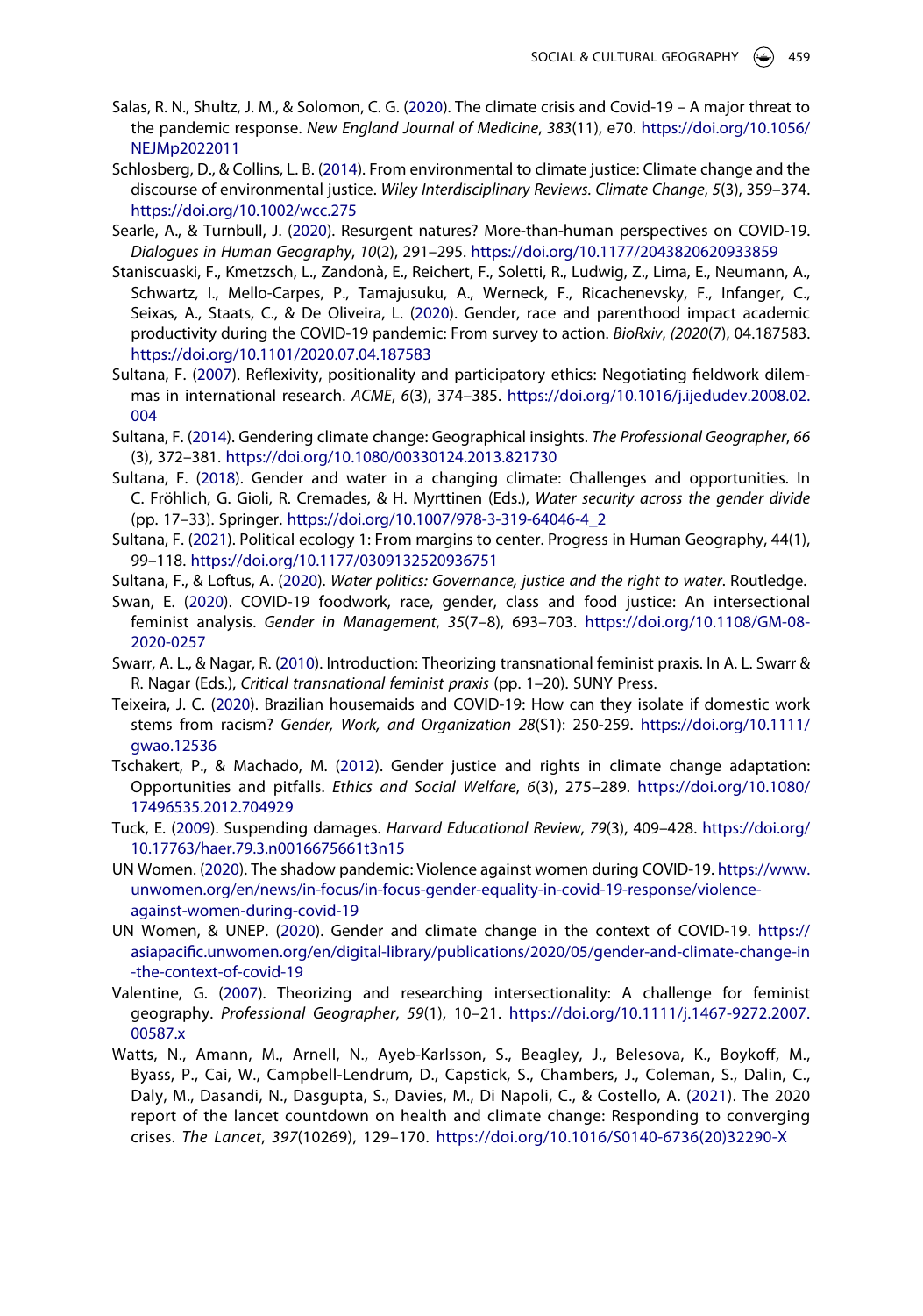Salas, R. N., Shultz, J. M., & Solomon, C. G. (2020). The climate crisis and Covid-19 – A major threat to the pandemic response. *New England Journal of Medicine*, *383*(11), e70. https://doi.org/10.1056/NEJMp2022011

Schlosberg, D., & Collins, L. B. (2014). From environmental to climate justice: Climate change and the discourse of environmental justice. *Wiley Interdisciplinary Reviews. Climate Change*, *5*(3), 359–374. https://doi.org/10.1002/wcc.275

Searle, A., & Turnbull, J. (2020). Resurgent natures? More-than-human perspectives on COVID-19. *Dialogues in Human Geography*, *10*(2), 291–295. https://doi.org/10.1177/2043820620933859

Staniscuaski, F., Kmetzsch, L., Zandonà, E., Reichert, F., Soletti, R., Ludwig, Z., Lima, E., Neumann, A., Schwartz, I., Mello-Carpes, P., Tamajusuku, A., Werneck, F., Ricachenevsky, F., Infanger, C., Seixas, A., Staats, C., & De Oliveira, L. (2020). Gender, race and parenthood impact academic productivity during the COVID-19 pandemic: From survey to action. *BioRxiv*, *(2020*(7), 04.187583. https://doi.org/10.1101/2020.07.04.187583

Sultana, F. (2007). Reflexivity, positionality and participatory ethics: Negotiating fieldwork dilemmas in international research. *ACME*, *6*(3), 374–385. https://doi.org/10.1016/j.ijedudev.2008.02.004

Sultana, F. (2014). Gendering climate change: Geographical insights. *The Professional Geographer*, *66* (3), 372–381. https://doi.org/10.1080/00330124.2013.821730

Sultana, F. (2018). Gender and water in a changing climate: Challenges and opportunities. In C. Fröhlich, G. Gioli, R. Cremades, & H. Myrttinen (Eds.), *Water security across the gender divide* (pp. 17–33). Springer. https://doi.org/10.1007/978-3-319-64046-4_2

Sultana, F. (2021). Political ecology 1: From margins to center. Progress in Human Geography, 44(1), 99–118. https://doi.org/10.1177/0309132520936751

Sultana, F., & Loftus, A. (2020). *Water politics: Governance, justice and the right to water*. Routledge.

Swan, E. (2020). COVID-19 foodwork, race, gender, class and food justice: An intersectional feminist analysis. *Gender in Management*, *35*(7–8), 693–703. https://doi.org/10.1108/GM-08-2020-0257

Swarr, A. L., & Nagar, R. (2010). Introduction: Theorizing transnational feminist praxis. In A. L. Swarr & R. Nagar (Eds.), *Critical transnational feminist praxis* (pp. 1–20). SUNY Press.

Teixeira, J. C. (2020). Brazilian housemaids and COVID-19: How can they isolate if domestic work stems from racism? *Gender, Work, and Organization 28*(S1): 250-259. https://doi.org/10.1111/gwao.12536

Tschakert, P., & Machado, M. (2012). Gender justice and rights in climate change adaptation: Opportunities and pitfalls. *Ethics and Social Welfare*, *6*(3), 275–289. https://doi.org/10.1080/17496535.2012.704929

Tuck, E. (2009). Suspending damages. *Harvard Educational Review*, *79*(3), 409–428. https://doi.org/10.17763/haer.79.3.n0016675661t3n15

UN Women. (2020). The shadow pandemic: Violence against women during COVID-19. https://www.unwomen.org/en/news/in-focus/in-focus-gender-equality-in-covid-19-response/violence-against-women-during-covid-19

UN Women, & UNEP. (2020). Gender and climate change in the context of COVID-19. https://asiapacific.unwomen.org/en/digital-library/publications/2020/05/gender-and-climate-change-in-the-context-of-covid-19

Valentine, G. (2007). Theorizing and researching intersectionality: A challenge for feminist geography. *Professional Geographer*, *59*(1), 10–21. https://doi.org/10.1111/j.1467-9272.2007.00587.x

Watts, N., Amann, M., Arnell, N., Ayeb-Karlsson, S., Beagley, J., Belesova, K., Boykoff, M., Byass, P., Cai, W., Campbell-Lendrum, D., Capstick, S., Chambers, J., Coleman, S., Dalin, C., Daly, M., Dasandi, N., Dasgupta, S., Davies, M., Di Napoli, C., & Costello, A. (2021). The 2020 report of the lancet countdown on health and climate change: Responding to converging crises. *The Lancet*, *397*(10269), 129–170. https://doi.org/10.1016/S0140-6736(20)32290-X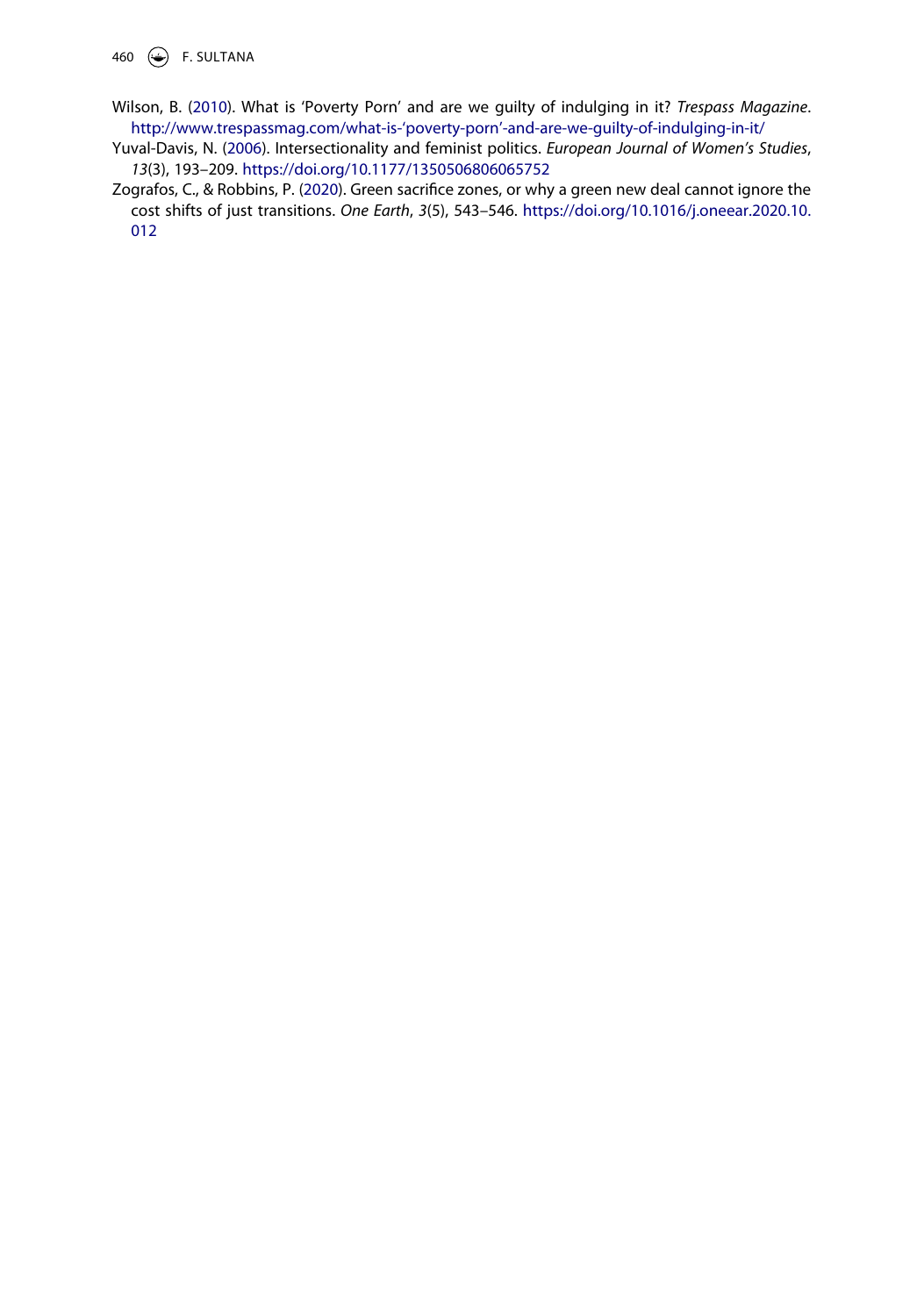Wilson, B. (2010). What is ‘Poverty Porn’ and are we guilty of indulging in it? *Trespass Magazine*. http://www.trespassmag.com/what-is-‘poverty-porn’-and-are-we-guilty-of-indulging-in-it/

Yuval-Davis, N. (2006). Intersectionality and feminist politics. *European Journal of Women’s Studies*, *13*(3), 193–209. https://doi.org/10.1177/1350506806065752

Zografos, C., & Robbins, P. (2020). Green sacrifice zones, or why a green new deal cannot ignore the cost shifts of just transitions. *One Earth*, *3*(5), 543–546. https://doi.org/10.1016/j.oneear.2020.10.012